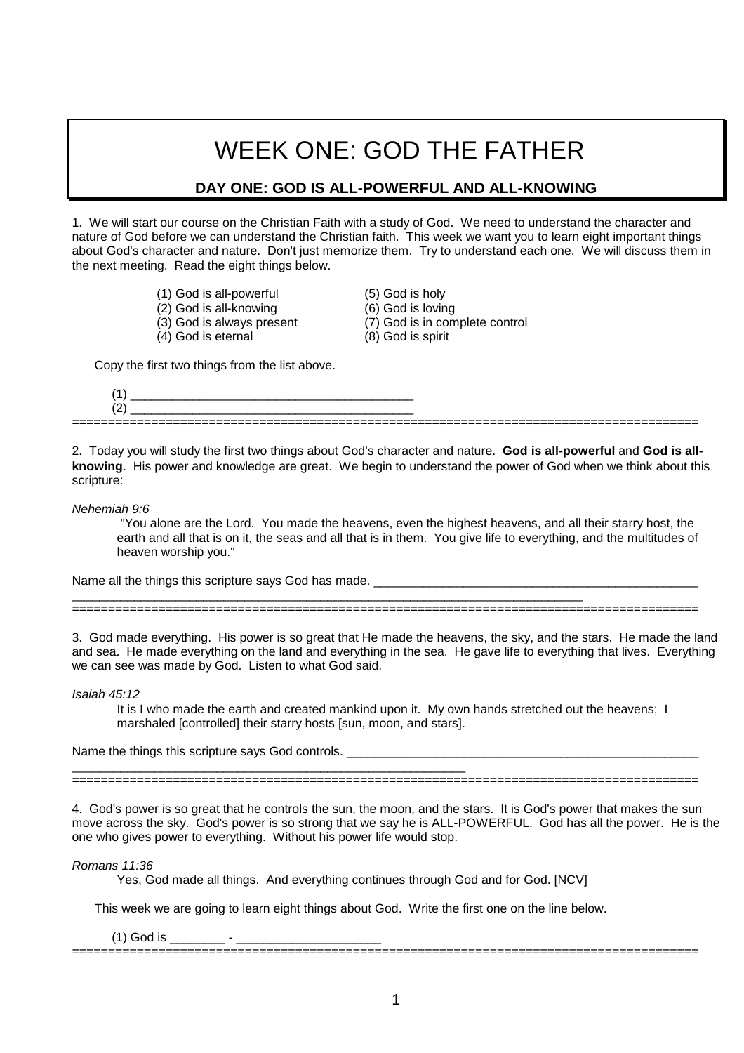# WEEK ONE: GOD THE FATHER

## DAY ONE: GOD IS ALL-POWERFUL AND ALL-KNOWING

1. We will start our course on the Christian Faith with a study of God. We need to understand the character and nature of God before we can understand the Christian faith. This week we want you to learn eight important things about God's character and nature. Don't just memorize them. Try to understand each one. We will discuss them in the next meeting. Read the eight things below.

(1) God is all-powerful
(2) God is all-knowing
(3) God is always present
(4) God is eternal
(5) God is holy
(6) God is loving
(7) God is in complete control
(8) God is spirit

Copy the first two things from the list above.

(1) ________________________________________
(2) ________________________________________

==========================================================================================

2. Today you will study the first two things about God's character and nature. **God is all-powerful** and **God is all-knowing**. His power and knowledge are great. We begin to understand the power of God when we think about this scripture:

*Nehemiah 9:6*

"You alone are the Lord. You made the heavens, even the highest heavens, and all their starry host, the earth and all that is on it, the seas and all that is in them. You give life to everything, and the multitudes of heaven worship you."

Name all the things this scripture says God has made. ________________________________________________
__________________________________________________________________________

==========================================================================================

3. God made everything. His power is so great that He made the heavens, the sky, and the stars. He made the land and sea. He made everything on the land and everything in the sea. He gave life to everything that lives. Everything we can see was made by God. Listen to what God said.

*Isaiah 45:12*

It is I who made the earth and created mankind upon it. My own hands stretched out the heavens; I marshaled [controlled] their starry hosts [sun, moon, and stars].

Name the things this scripture says God controls. ____________________________________________________
________________________________________________________

==========================================================================================

4. God's power is so great that he controls the sun, the moon, and the stars. It is God's power that makes the sun move across the sky. God's power is so strong that we say he is ALL-POWERFUL. God has all the power. He is the one who gives power to everything. Without his power life would stop.

*Romans 11:36*

Yes, God made all things. And everything continues through God and for God. [NCV]

This week we are going to learn eight things about God. Write the first one on the line below.

(1) God is ________ - ____________________

==========================================================================================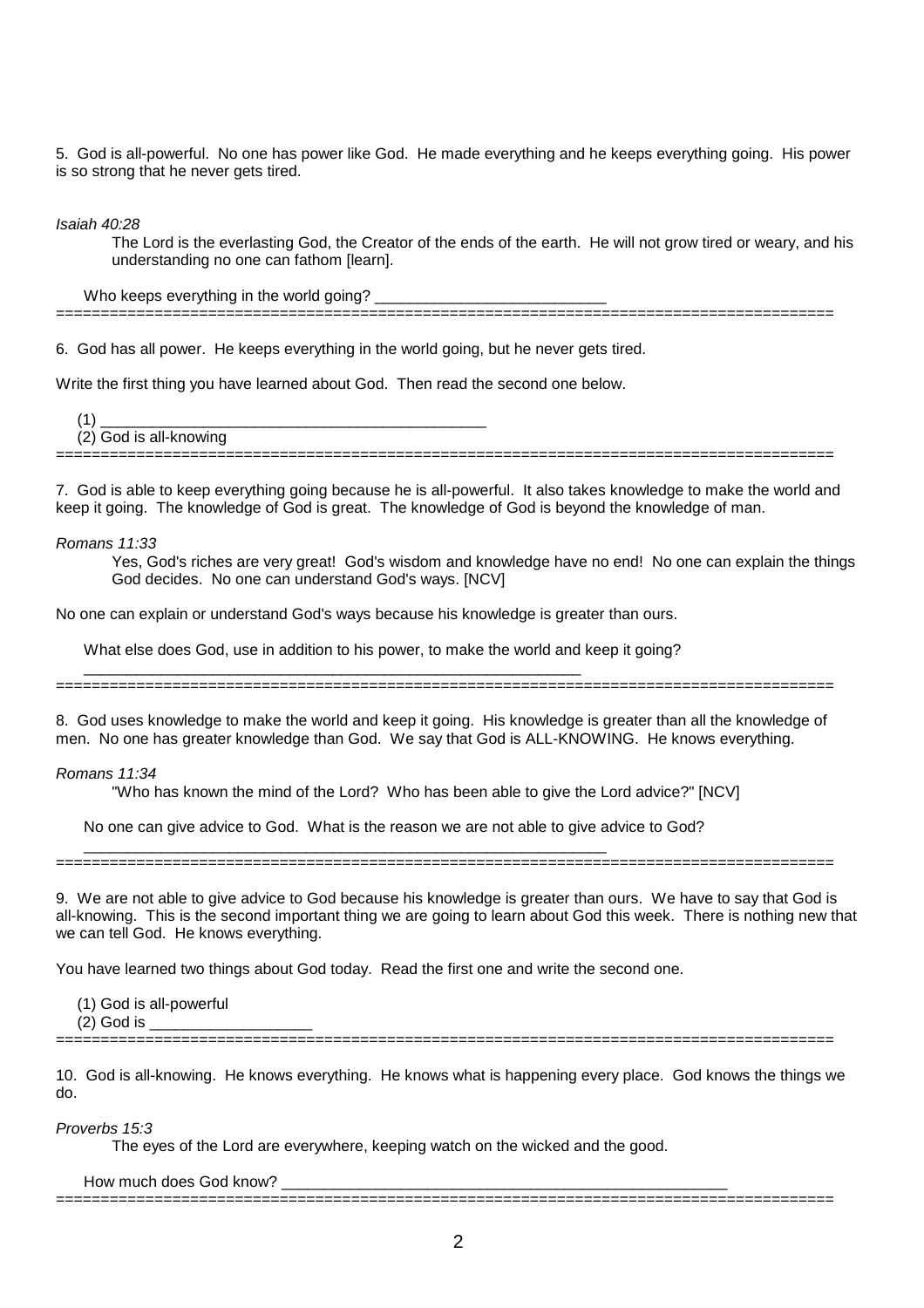5. God is all-powerful. No one has power like God. He made everything and he keeps everything going. His power is so strong that he never gets tired.

*Isaiah 40:28*

> The Lord is the everlasting God, the Creator of the ends of the earth. He will not grow tired or weary, and his understanding no one can fathom [learn].

Who keeps everything in the world going? ___________________________

==========================================================================================

6. God has all power. He keeps everything in the world going, but he never gets tired.

Write the first thing you have learned about God. Then read the second one below.

(1) _____________________________________________

(2) God is all-knowing

==========================================================================================

7. God is able to keep everything going because he is all-powerful. It also takes knowledge to make the world and keep it going. The knowledge of God is great. The knowledge of God is beyond the knowledge of man.

*Romans 11:33*

> Yes, God's riches are very great! God's wisdom and knowledge have no end! No one can explain the things God decides. No one can understand God's ways. [NCV]

No one can explain or understand God's ways because his knowledge is greater than ours.

What else does God, use in addition to his power, to make the world and keep it going?

____________________________________________________________

==========================================================================================

8. God uses knowledge to make the world and keep it going. His knowledge is greater than all the knowledge of men. No one has greater knowledge than God. We say that God is ALL-KNOWING. He knows everything.

*Romans 11:34*

> "Who has known the mind of the Lord? Who has been able to give the Lord advice?" [NCV]

No one can give advice to God. What is the reason we are not able to give advice to God?

_______________________________________________________________

==========================================================================================

9. We are not able to give advice to God because his knowledge is greater than ours. We have to say that God is all-knowing. This is the second important thing we are going to learn about God this week. There is nothing new that we can tell God. He knows everything.

You have learned two things about God today. Read the first one and write the second one.

(1) God is all-powerful

(2) God is ___________________

==========================================================================================

10. God is all-knowing. He knows everything. He knows what is happening every place. God knows the things we do.

*Proverbs 15:3*

> The eyes of the Lord are everywhere, keeping watch on the wicked and the good.

How much does God know? _______________________________________________________

==========================================================================================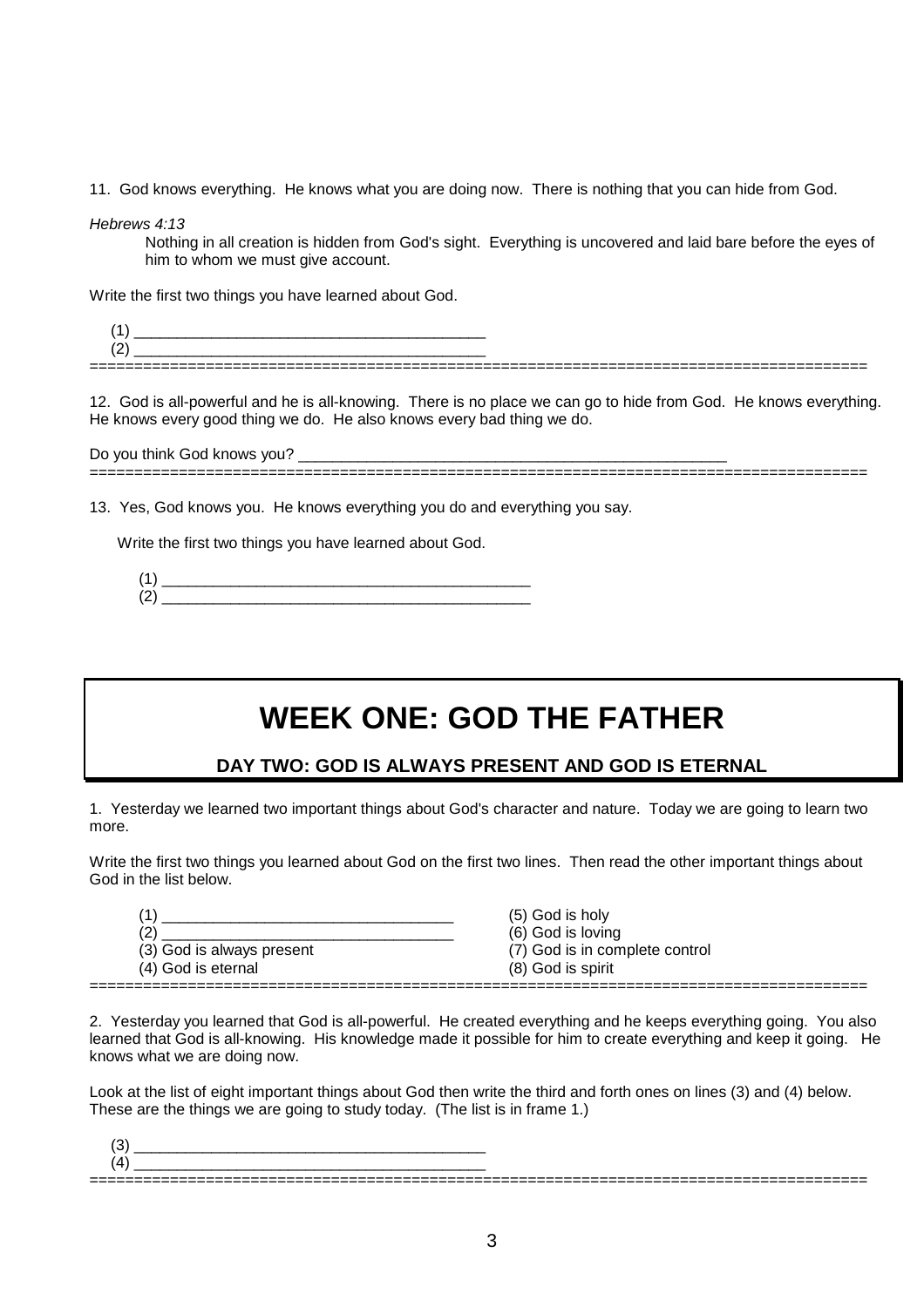11. God knows everything. He knows what you are doing now. There is nothing that you can hide from God.

*Hebrews 4:13*

> Nothing in all creation is hidden from God's sight. Everything is uncovered and laid bare before the eyes of him to whom we must give account.

Write the first two things you have learned about God.

(1) ________________________________________

(2) ________________________________________

=====================================================================================

12. God is all-powerful and he is all-knowing. There is no place we can go to hide from God. He knows everything. He knows every good thing we do. He also knows every bad thing we do.

Do you think God knows you? ____________________________________________________

=====================================================================================

13. Yes, God knows you. He knows everything you do and everything you say.

Write the first two things you have learned about God.

(1) ____________________________________________

(2) ____________________________________________

# WEEK ONE: GOD THE FATHER

## DAY TWO: GOD IS ALWAYS PRESENT AND GOD IS ETERNAL

1. Yesterday we learned two important things about God's character and nature. Today we are going to learn two more.

Write the first two things you learned about God on the first two lines. Then read the other important things about God in the list below.

(1) __________________________________

(2) __________________________________

(3) God is always present

(4) God is eternal

(5) God is holy

(6) God is loving

(7) God is in complete control

(8) God is spirit

=====================================================================================

2. Yesterday you learned that God is all-powerful. He created everything and he keeps everything going. You also learned that God is all-knowing. His knowledge made it possible for him to create everything and keep it going. He knows what we are doing now.

Look at the list of eight important things about God then write the third and forth ones on lines (3) and (4) below. These are the things we are going to study today. (The list is in frame 1.)

(3) ________________________________________

(4) ________________________________________

=====================================================================================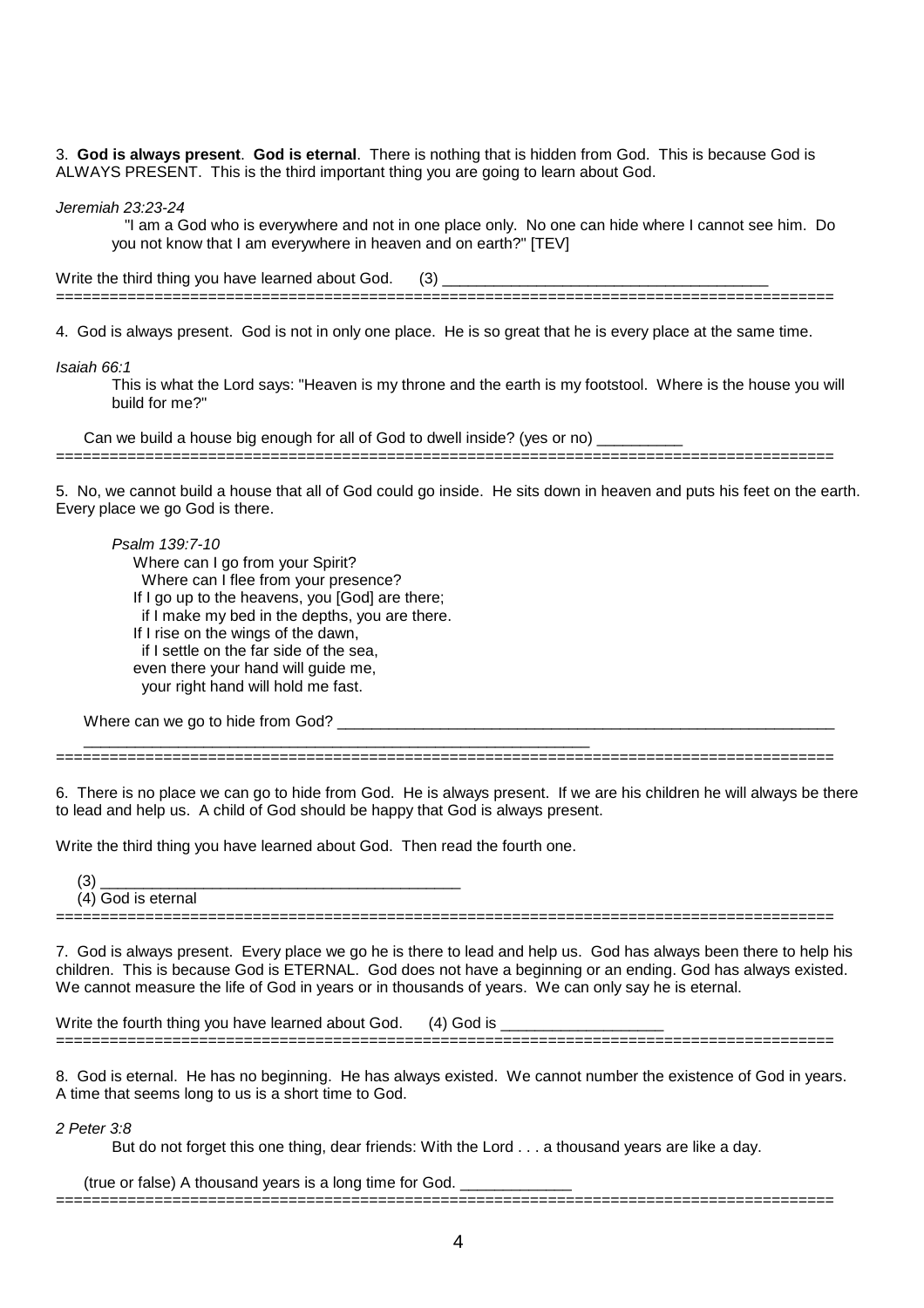3. **God is always present**. **God is eternal**. There is nothing that is hidden from God. This is because God is ALWAYS PRESENT. This is the third important thing you are going to learn about God.

*Jeremiah 23:23-24*

> "I am a God who is everywhere and not in one place only. No one can hide where I cannot see him. Do you not know that I am everywhere in heaven and on earth?" [TEV]

Write the third thing you have learned about God. (3) ______________________________________

---

4. God is always present. God is not in only one place. He is so great that he is every place at the same time.

*Isaiah 66:1*

> This is what the Lord says: "Heaven is my throne and the earth is my footstool. Where is the house you will build for me?"

Can we build a house big enough for all of God to dwell inside? (yes or no) __________

---

5. No, we cannot build a house that all of God could go inside. He sits down in heaven and puts his feet on the earth. Every place we go God is there.

*Psalm 139:7-10*

> Where can I go from your Spirit?
> Where can I flee from your presence?
> If I go up to the heavens, you [God] are there;
> if I make my bed in the depths, you are there.
> If I rise on the wings of the dawn,
> if I settle on the far side of the sea,
> even there your hand will guide me,
> your right hand will hold me fast.

Where can we go to hide from God? ____________________________________________________________
____________________________________________________________

---

6. There is no place we can go to hide from God. He is always present. If we are his children he will always be there to lead and help us. A child of God should be happy that God is always present.

Write the third thing you have learned about God. Then read the fourth one.

(3) __________________________________________
(4) God is eternal

---

7. God is always present. Every place we go he is there to lead and help us. God has always been there to help his children. This is because God is ETERNAL. God does not have a beginning or an ending. God has always existed. We cannot measure the life of God in years or in thousands of years. We can only say he is eternal.

Write the fourth thing you have learned about God. (4) God is ___________________

---

8. God is eternal. He has no beginning. He has always existed. We cannot number the existence of God in years. A time that seems long to us is a short time to God.

*2 Peter 3:8*

> But do not forget this one thing, dear friends: With the Lord . . . a thousand years are like a day.

(true or false) A thousand years is a long time for God. _____________

---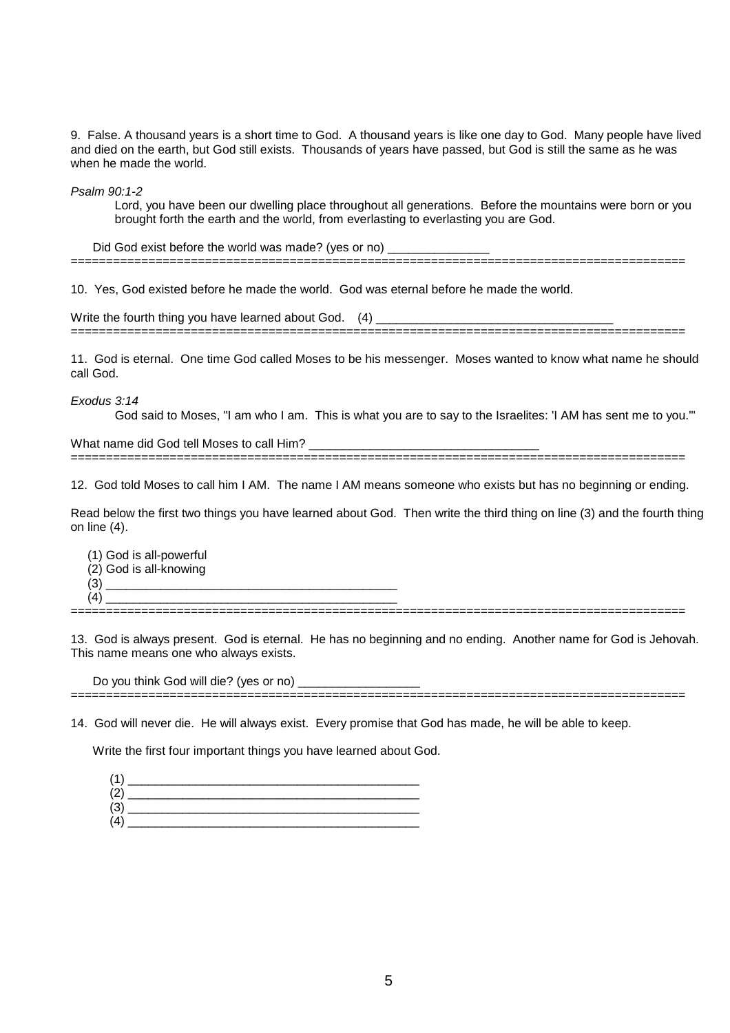9. False. A thousand years is a short time to God. A thousand years is like one day to God. Many people have lived and died on the earth, but God still exists. Thousands of years have passed, but God is still the same as he was when he made the world.

*Psalm 90:1-2*

> Lord, you have been our dwelling place throughout all generations. Before the mountains were born or you brought forth the earth and the world, from everlasting to everlasting you are God.

Did God exist before the world was made? (yes or no) _______________

==========================================================================================

10. Yes, God existed before he made the world. God was eternal before he made the world.

Write the fourth thing you have learned about God. (4) ___________________________________

==========================================================================================

11. God is eternal. One time God called Moses to be his messenger. Moses wanted to know what name he should call God.

*Exodus 3:14*

> God said to Moses, "I am who I am. This is what you are to say to the Israelites: 'I AM has sent me to you.'"

What name did God tell Moses to call Him? __________________________________

==========================================================================================

12. God told Moses to call him I AM. The name I AM means someone who exists but has no beginning or ending.

Read below the first two things you have learned about God. Then write the third thing on line (3) and the fourth thing on line (4).

(1) God is all-powerful
(2) God is all-knowing
(3) ____________________________________________
(4) ____________________________________________

==========================================================================================

13. God is always present. God is eternal. He has no beginning and no ending. Another name for God is Jehovah. This name means one who always exists.

Do you think God will die? (yes or no) __________________

==========================================================================================

14. God will never die. He will always exist. Every promise that God has made, he will be able to keep.

Write the first four important things you have learned about God.

(1) ____________________________________________
(2) ____________________________________________
(3) ____________________________________________
(4) ____________________________________________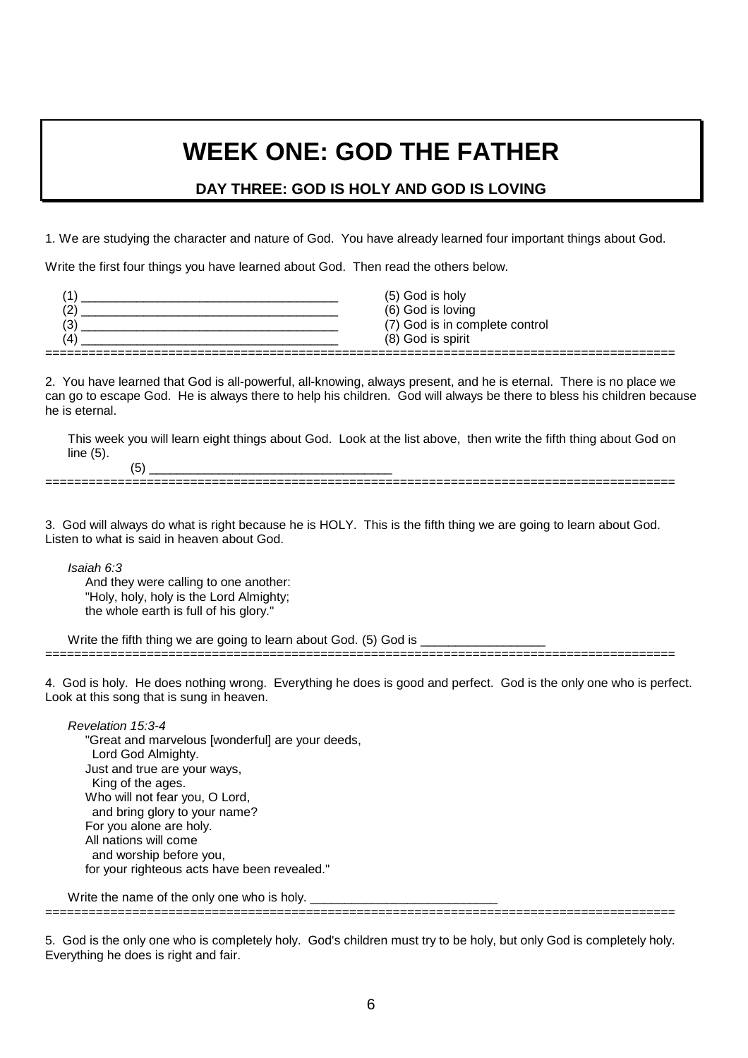# WEEK ONE: GOD THE FATHER

## DAY THREE: GOD IS HOLY AND GOD IS LOVING

1. We are studying the character and nature of God. You have already learned four important things about God.

Write the first four things you have learned about God. Then read the others below.

(1) ____________________________________ (5) God is holy
(2) ____________________________________ (6) God is loving
(3) ____________________________________ (7) God is in complete control
(4) ____________________________________ (8) God is spirit

---

2. You have learned that God is all-powerful, all-knowing, always present, and he is eternal. There is no place we can go to escape God. He is always there to help his children. God will always be there to bless his children because he is eternal.

This week you will learn eight things about God. Look at the list above, then write the fifth thing about God on line (5).

(5) __________________________________

---

3. God will always do what is right because he is HOLY. This is the fifth thing we are going to learn about God. Listen to what is said in heaven about God.

*Isaiah 6:3*

And they were calling to one another:
"Holy, holy, holy is the Lord Almighty;
the whole earth is full of his glory."

Write the fifth thing we are going to learn about God. (5) God is _________________

---

4. God is holy. He does nothing wrong. Everything he does is good and perfect. God is the only one who is perfect. Look at this song that is sung in heaven.

*Revelation 15:3-4*

"Great and marvelous [wonderful] are your deeds,
Lord God Almighty.
Just and true are your ways,
King of the ages.
Who will not fear you, O Lord,
and bring glory to your name?
For you alone are holy.
All nations will come
and worship before you,
for your righteous acts have been revealed."

Write the name of the only one who is holy. __________________________

---

5. God is the only one who is completely holy. God's children must try to be holy, but only God is completely holy. Everything he does is right and fair.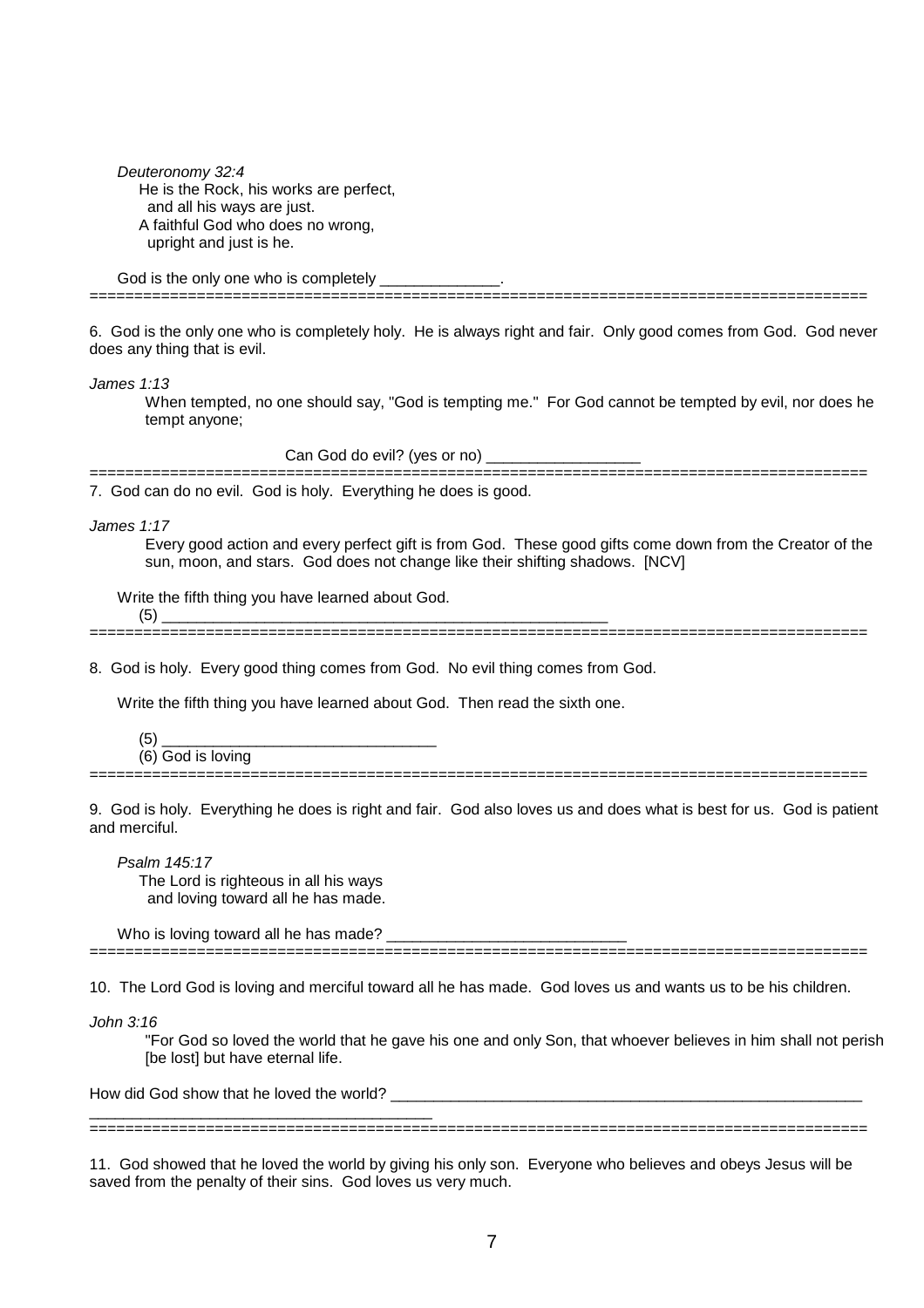*Deuteronomy 32:4*

He is the Rock, his works are perfect,
 and all his ways are just.
A faithful God who does no wrong,
 upright and just is he.

God is the only one who is completely ______________.

=====================================================================================

6. God is the only one who is completely holy. He is always right and fair. Only good comes from God. God never does any thing that is evil.

*James 1:13*

When tempted, no one should say, "God is tempting me." For God cannot be tempted by evil, nor does he tempt anyone;

Can God do evil? (yes or no) __________________

=====================================================================================

7. God can do no evil. God is holy. Everything he does is good.

*James 1:17*

Every good action and every perfect gift is from God. These good gifts come down from the Creator of the sun, moon, and stars. God does not change like their shifting shadows. [NCV]

Write the fifth thing you have learned about God.

(5) ____________________________________________________

=====================================================================================

8. God is holy. Every good thing comes from God. No evil thing comes from God.

Write the fifth thing you have learned about God. Then read the sixth one.

(5) ________________________________
(6) God is loving

=====================================================================================

9. God is holy. Everything he does is right and fair. God also loves us and does what is best for us. God is patient and merciful.

*Psalm 145:17*

The Lord is righteous in all his ways
 and loving toward all he has made.

Who is loving toward all he has made? ____________________________

=====================================================================================

10. The Lord God is loving and merciful toward all he has made. God loves us and wants us to be his children.

*John 3:16*

"For God so loved the world that he gave his one and only Son, that whoever believes in him shall not perish [be lost] but have eternal life.

How did God show that he loved the world? __________________________________________________________
________________________________________

=====================================================================================

11. God showed that he loved the world by giving his only son. Everyone who believes and obeys Jesus will be saved from the penalty of their sins. God loves us very much.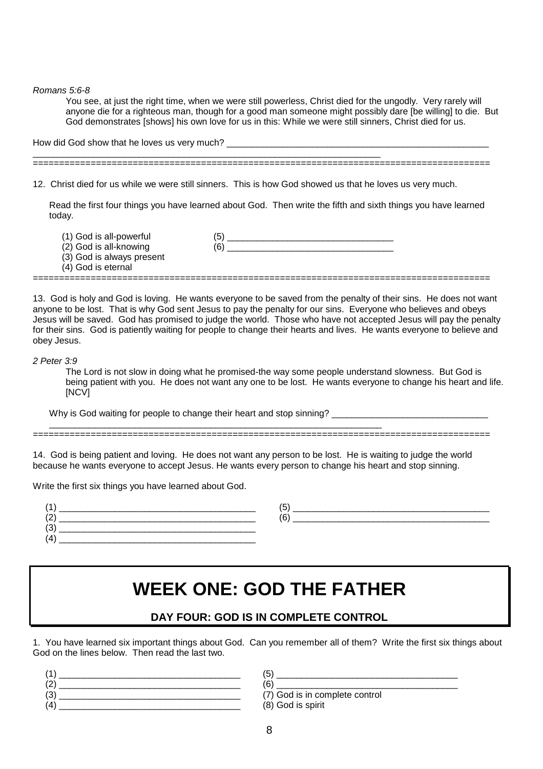*Romans 5:6-8*

> You see, at just the right time, when we were still powerless, Christ died for the ungodly. Very rarely will anyone die for a righteous man, though for a good man someone might possibly dare [be willing] to die. But God demonstrates [shows] his own love for us in this: While we were still sinners, Christ died for us.

How did God show that he loves us very much? ______________________________________________________

______________________________________________________________________

=====================================================================================

12. Christ died for us while we were still sinners. This is how God showed us that he loves us very much.

Read the first four things you have learned about God. Then write the fifth and sixth things you have learned today.

(1) God is all-powerful
(2) God is all-knowing
(3) God is always present
(4) God is eternal
(5) ________________________________
(6) ________________________________

=====================================================================================

13. God is holy and God is loving. He wants everyone to be saved from the penalty of their sins. He does not want anyone to be lost. That is why God sent Jesus to pay the penalty for our sins. Everyone who believes and obeys Jesus will be saved. God has promised to judge the world. Those who have not accepted Jesus will pay the penalty for their sins. God is patiently waiting for people to change their hearts and lives. He wants everyone to believe and obey Jesus.

*2 Peter 3:9*

> The Lord is not slow in doing what he promised-the way some people understand slowness. But God is being patient with you. He does not want any one to be lost. He wants everyone to change his heart and life. [NCV]

Why is God waiting for people to change their heart and stop sinning? _______________________________

______________________________________________________________________

=====================================================================================

14. God is being patient and loving. He does not want any person to be lost. He is waiting to judge the world because he wants everyone to accept Jesus. He wants every person to change his heart and stop sinning.

Write the first six things you have learned about God.

(1) ________________________________________
(2) ________________________________________
(3) ________________________________________
(4) ________________________________________
(5) ________________________________________
(6) ________________________________________

# WEEK ONE: GOD THE FATHER

## DAY FOUR: GOD IS IN COMPLETE CONTROL

1. You have learned six important things about God. Can you remember all of them? Write the first six things about God on the lines below. Then read the last two.

(1) ____________________________________
(2) ____________________________________
(3) ____________________________________
(4) ____________________________________
(5) ____________________________________
(6) ____________________________________
(7) God is in complete control
(8) God is spirit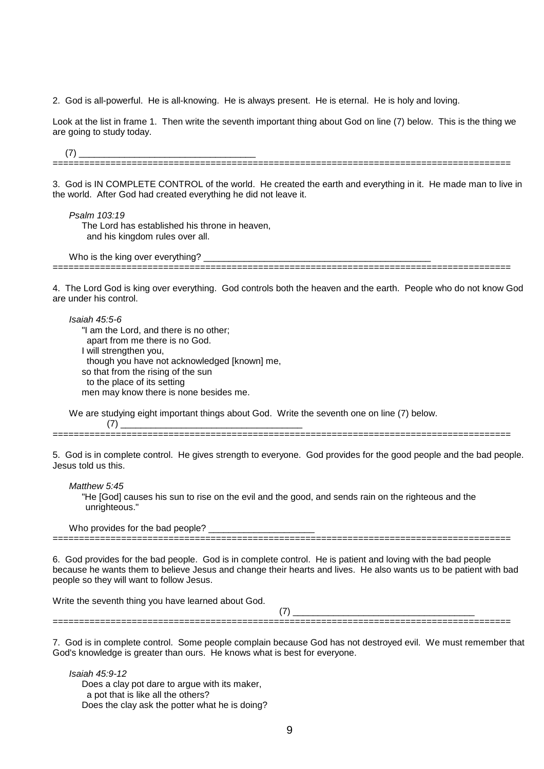2. God is all-powerful. He is all-knowing. He is always present. He is eternal. He is holy and loving.

Look at the list in frame 1. Then write the seventh important thing about God on line (7) below. This is the thing we are going to study today.

(7) ________________________________

---

3. God is IN COMPLETE CONTROL of the world. He created the earth and everything in it. He made man to live in the world. After God had created everything he did not leave it.

*Psalm 103:19*
The Lord has established his throne in heaven,
and his kingdom rules over all.

Who is the king over everything? ____________________________________________

---

4. The Lord God is king over everything. God controls both the heaven and the earth. People who do not know God are under his control.

*Isaiah 45:5-6*
"I am the Lord, and there is no other;
apart from me there is no God.
I will strengthen you,
though you have not acknowledged [known] me,
so that from the rising of the sun
to the place of its setting
men may know there is none besides me.

We are studying eight important things about God. Write the seventh one on line (7) below.
(7) __________________________________

---

5. God is in complete control. He gives strength to everyone. God provides for the good people and the bad people. Jesus told us this.

*Matthew 5:45*
"He [God] causes his sun to rise on the evil and the good, and sends rain on the righteous and the unrighteous."

Who provides for the bad people? ____________________

---

6. God provides for the bad people. God is in complete control. He is patient and loving with the bad people because he wants them to believe Jesus and change their hearts and lives. He also wants us to be patient with bad people so they will want to follow Jesus.

Write the seventh thing you have learned about God.
(7) _________________________________

---

7. God is in complete control. Some people complain because God has not destroyed evil. We must remember that God's knowledge is greater than ours. He knows what is best for everyone.

*Isaiah 45:9-12*
Does a clay pot dare to argue with its maker,
a pot that is like all the others?
Does the clay ask the potter what he is doing?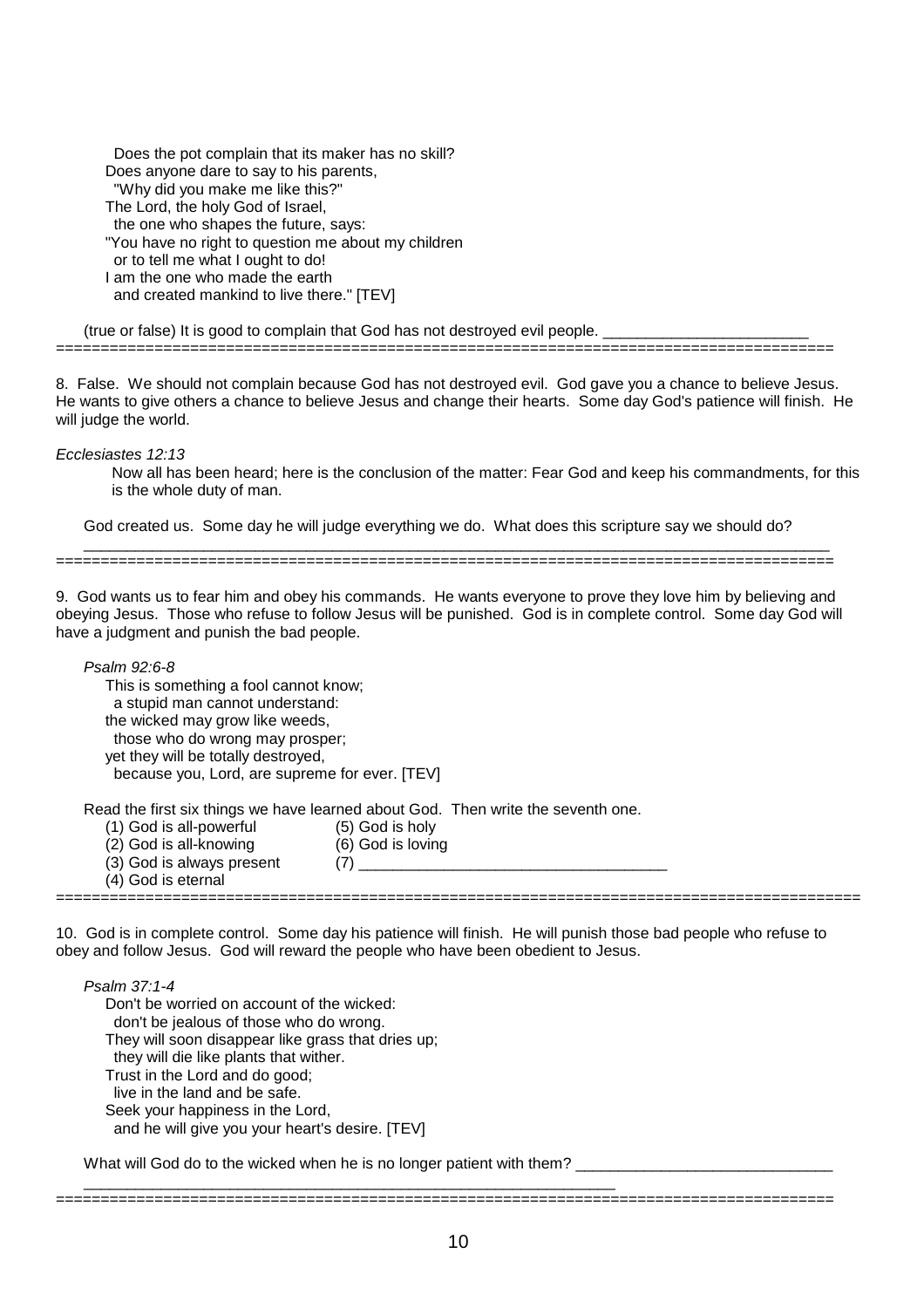Does the pot complain that its maker has no skill?
Does anyone dare to say to his parents,
"Why did you make me like this?"
The Lord, the holy God of Israel,
the one who shapes the future, says:
"You have no right to question me about my children
or to tell me what I ought to do!
I am the one who made the earth
and created mankind to live there." [TEV]

(true or false) It is good to complain that God has not destroyed evil people. _______________________

=========================================================================================

8. False. We should not complain because God has not destroyed evil. God gave you a chance to believe Jesus. He wants to give others a chance to believe Jesus and change their hearts. Some day God's patience will finish. He will judge the world.

*Ecclesiastes 12:13*

Now all has been heard; here is the conclusion of the matter: Fear God and keep his commandments, for this is the whole duty of man.

God created us. Some day he will judge everything we do. What does this scripture say we should do?
_________________________________________________________________________________________

=========================================================================================

9. God wants us to fear him and obey his commands. He wants everyone to prove they love him by believing and obeying Jesus. Those who refuse to follow Jesus will be punished. God is in complete control. Some day God will have a judgment and punish the bad people.

*Psalm 92:6-8*

This is something a fool cannot know;
a stupid man cannot understand:
the wicked may grow like weeds,
those who do wrong may prosper;
yet they will be totally destroyed,
because you, Lord, are supreme for ever. [TEV]

Read the first six things we have learned about God. Then write the seventh one.

(1) God is all-powerful
(2) God is all-knowing
(3) God is always present
(4) God is eternal
(5) God is holy
(6) God is loving
(7) ___________________________________

=========================================================================================

10. God is in complete control. Some day his patience will finish. He will punish those bad people who refuse to obey and follow Jesus. God will reward the people who have been obedient to Jesus.

*Psalm 37:1-4*

Don't be worried on account of the wicked:
don't be jealous of those who do wrong.
They will soon disappear like grass that dries up;
they will die like plants that wither.
Trust in the Lord and do good;
live in the land and be safe.
Seek your happiness in the Lord,
and he will give you your heart's desire. [TEV]

What will God do to the wicked when he is no longer patient with them? _____________________________
_______________________________________________________________

=========================================================================================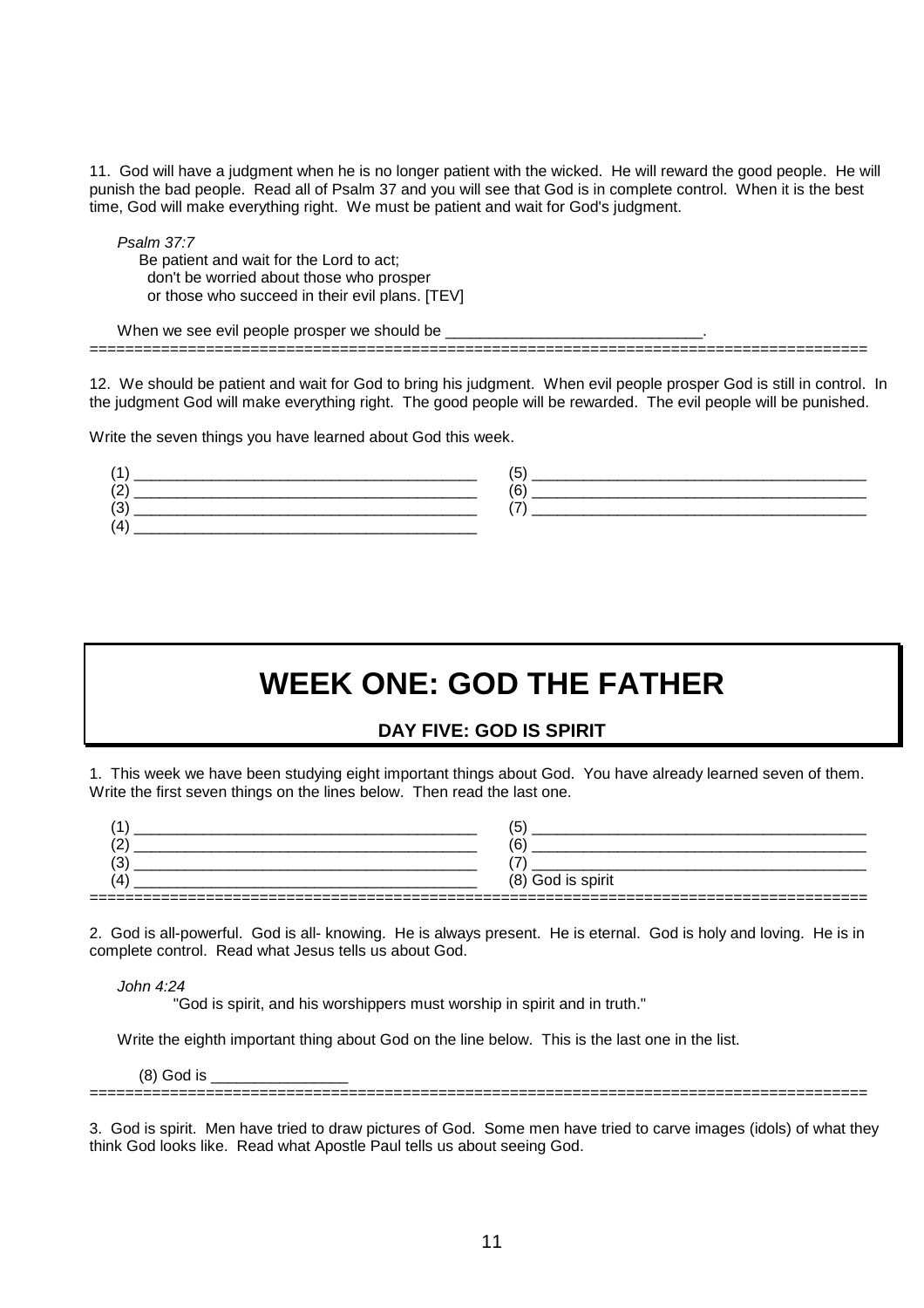11. God will have a judgment when he is no longer patient with the wicked. He will reward the good people. He will punish the bad people. Read all of Psalm 37 and you will see that God is in complete control. When it is the best time, God will make everything right. We must be patient and wait for God's judgment.

*Psalm 37:7*

Be patient and wait for the Lord to act;
don't be worried about those who prosper
or those who succeed in their evil plans. [TEV]

When we see evil people prosper we should be ______________________________.

=====================================================================================

12. We should be patient and wait for God to bring his judgment. When evil people prosper God is still in control. In the judgment God will make everything right. The good people will be rewarded. The evil people will be punished.

Write the seven things you have learned about God this week.

(1) ________________________________________
(2) ________________________________________
(3) ________________________________________
(4) ________________________________________
(5) ________________________________________
(6) ________________________________________
(7) ________________________________________

# WEEK ONE: GOD THE FATHER

## DAY FIVE: GOD IS SPIRIT

1. This week we have been studying eight important things about God. You have already learned seven of them. Write the first seven things on the lines below. Then read the last one.

(1) ________________________________________
(2) ________________________________________
(3) ________________________________________
(4) ________________________________________
(5) ________________________________________
(6) ________________________________________
(7) ________________________________________
(8) God is spirit

=====================================================================================

2. God is all-powerful. God is all- knowing. He is always present. He is eternal. God is holy and loving. He is in complete control. Read what Jesus tells us about God.

*John 4:24*

"God is spirit, and his worshippers must worship in spirit and in truth."

Write the eighth important thing about God on the line below. This is the last one in the list.

(8) God is ________________

=====================================================================================

3. God is spirit. Men have tried to draw pictures of God. Some men have tried to carve images (idols) of what they think God looks like. Read what Apostle Paul tells us about seeing God.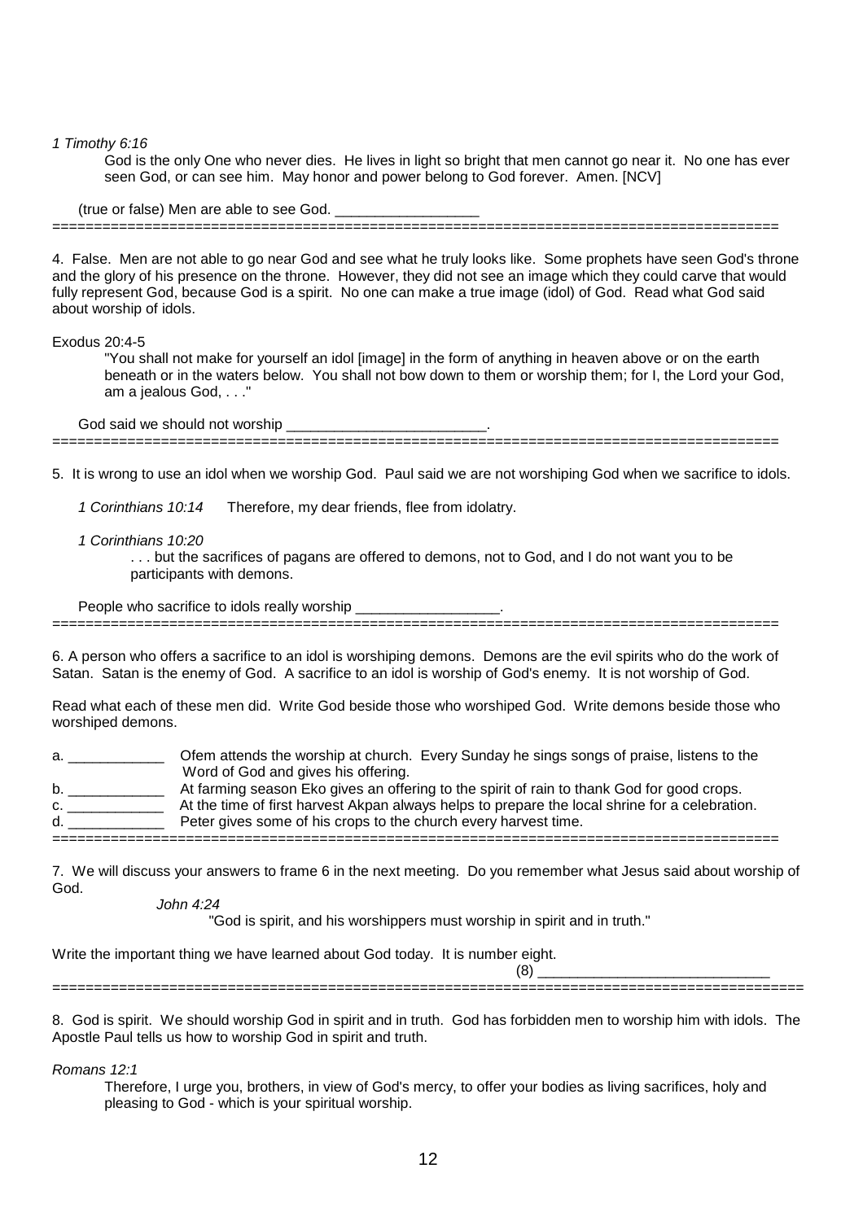*1 Timothy 6:16*

> God is the only One who never dies. He lives in light so bright that men cannot go near it. No one has ever seen God, or can see him. May honor and power belong to God forever. Amen. [NCV]

(true or false) Men are able to see God. __________________

---

4. False. Men are not able to go near God and see what he truly looks like. Some prophets have seen God's throne and the glory of his presence on the throne. However, they did not see an image which they could carve that would fully represent God, because God is a spirit. No one can make a true image (idol) of God. Read what God said about worship of idols.

Exodus 20:4-5

> "You shall not make for yourself an idol [image] in the form of anything in heaven above or on the earth beneath or in the waters below. You shall not bow down to them or worship them; for I, the Lord your God, am a jealous God, . . ."

God said we should not worship ________________________.

---

5. It is wrong to use an idol when we worship God. Paul said we are not worshiping God when we sacrifice to idols.

*1 Corinthians 10:14* Therefore, my dear friends, flee from idolatry.

*1 Corinthians 10:20*

> . . . but the sacrifices of pagans are offered to demons, not to God, and I do not want you to be participants with demons.

People who sacrifice to idols really worship __________________.

---

6. A person who offers a sacrifice to an idol is worshiping demons. Demons are the evil spirits who do the work of Satan. Satan is the enemy of God. A sacrifice to an idol is worship of God's enemy. It is not worship of God.

Read what each of these men did. Write God beside those who worshiped God. Write demons beside those who worshiped demons.

a. ____________ Ofem attends the worship at church. Every Sunday he sings songs of praise, listens to the Word of God and gives his offering.
b. ____________ At farming season Eko gives an offering to the spirit of rain to thank God for good crops.
c. ____________ At the time of first harvest Akpan always helps to prepare the local shrine for a celebration.
d. ____________ Peter gives some of his crops to the church every harvest time.

---

7. We will discuss your answers to frame 6 in the next meeting. Do you remember what Jesus said about worship of God.

*John 4:24*

> "God is spirit, and his worshippers must worship in spirit and in truth."

Write the important thing we have learned about God today. It is number eight.

(8) ____________________________

---

8. God is spirit. We should worship God in spirit and in truth. God has forbidden men to worship him with idols. The Apostle Paul tells us how to worship God in spirit and truth.

*Romans 12:1*

> Therefore, I urge you, brothers, in view of God's mercy, to offer your bodies as living sacrifices, holy and pleasing to God - which is your spiritual worship.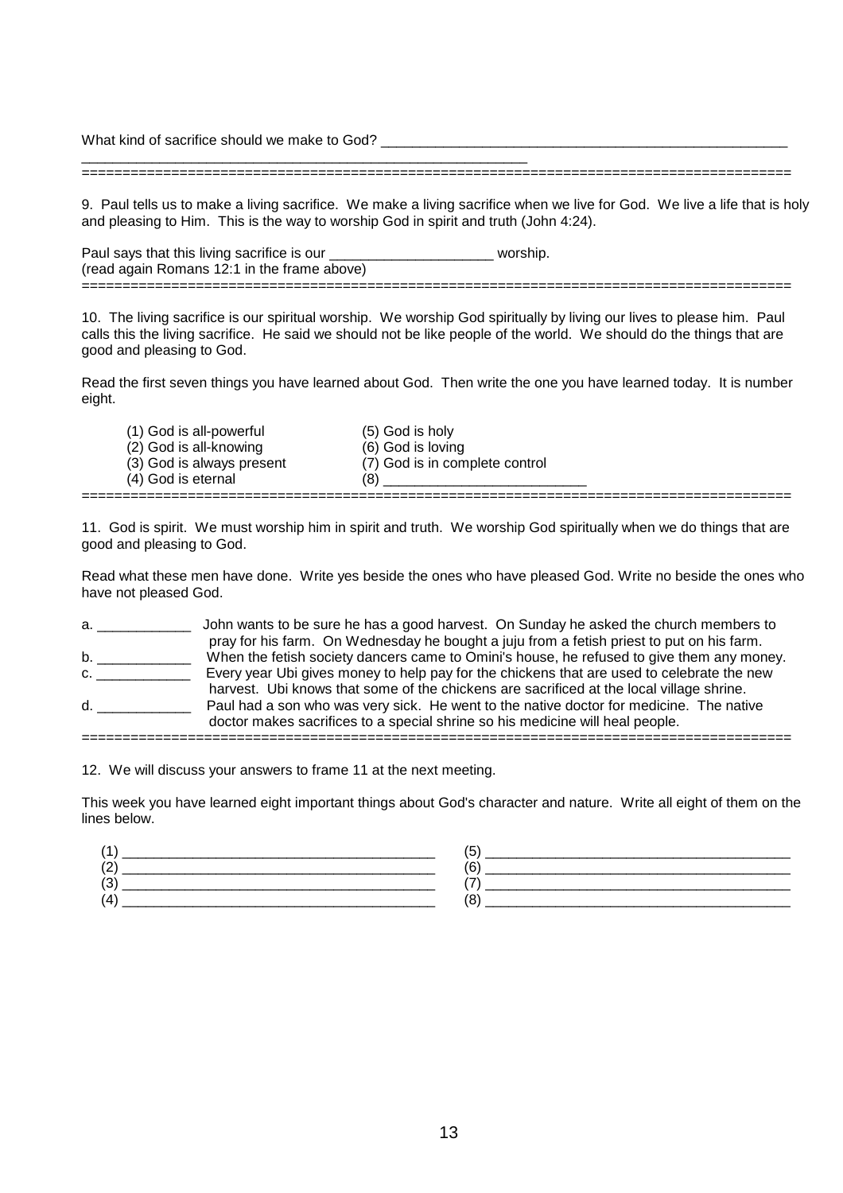What kind of sacrifice should we make to God? ______________________________________________________
__________________________________________________________

---

9. Paul tells us to make a living sacrifice. We make a living sacrifice when we live for God. We live a life that is holy and pleasing to Him. This is the way to worship God in spirit and truth (John 4:24).

Paul says that this living sacrifice is our _____________________ worship.
(read again Romans 12:1 in the frame above)

---

10. The living sacrifice is our spiritual worship. We worship God spiritually by living our lives to please him. Paul calls this the living sacrifice. He said we should not be like people of the world. We should do the things that are good and pleasing to God.

Read the first seven things you have learned about God. Then write the one you have learned today. It is number eight.

(1) God is all-powerful
(2) God is all-knowing
(3) God is always present
(4) God is eternal
(5) God is holy
(6) God is loving
(7) God is in complete control
(8) __________________________

---

11. God is spirit. We must worship him in spirit and truth. We worship God spiritually when we do things that are good and pleasing to God.

Read what these men have done. Write yes beside the ones who have pleased God. Write no beside the ones who have not pleased God.

a. ____________ John wants to be sure he has a good harvest. On Sunday he asked the church members to pray for his farm. On Wednesday he bought a juju from a fetish priest to put on his farm.

b. ____________ When the fetish society dancers came to Omini's house, he refused to give them any money.

c. ____________ Every year Ubi gives money to help pay for the chickens that are used to celebrate the new harvest. Ubi knows that some of the chickens are sacrificed at the local village shrine.

d. ____________ Paul had a son who was very sick. He went to the native doctor for medicine. The native doctor makes sacrifices to a special shrine so his medicine will heal people.

---

12. We will discuss your answers to frame 11 at the next meeting.

This week you have learned eight important things about God's character and nature. Write all eight of them on the lines below.

(1) ________________________________________
(2) ________________________________________
(3) ________________________________________
(4) ________________________________________
(5) ________________________________________
(6) ________________________________________
(7) ________________________________________
(8) ________________________________________